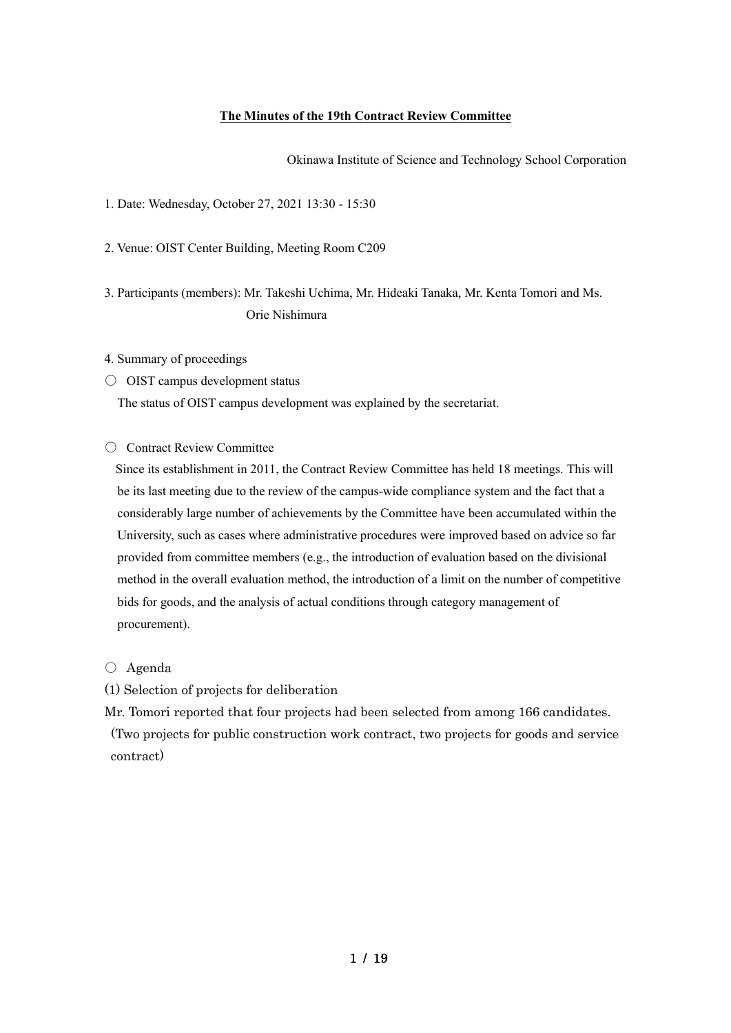# The Minutes of the 19th Contract Review Committee

Okinawa Institute of Science and Technology School Corporation

1. Date: Wednesday, October 27, 2021 13:30 - 15:30

2. Venue: OIST Center Building, Meeting Room C209

3. Participants (members): Mr. Takeshi Uchima, Mr. Hideaki Tanaka, Mr. Kenta Tomori and Ms. Orie Nishimura

4. Summary of proceedings

○ OIST campus development status

The status of OIST campus development was explained by the secretariat.

○ Contract Review Committee

Since its establishment in 2011, the Contract Review Committee has held 18 meetings. This will be its last meeting due to the review of the campus-wide compliance system and the fact that a considerably large number of achievements by the Committee have been accumulated within the University, such as cases where administrative procedures were improved based on advice so far provided from committee members (e.g., the introduction of evaluation based on the divisional method in the overall evaluation method, the introduction of a limit on the number of competitive bids for goods, and the analysis of actual conditions through category management of procurement).

○ Agenda

(1) Selection of projects for deliberation

Mr. Tomori reported that four projects had been selected from among 166 candidates. (Two projects for public construction work contract, two projects for goods and service contract)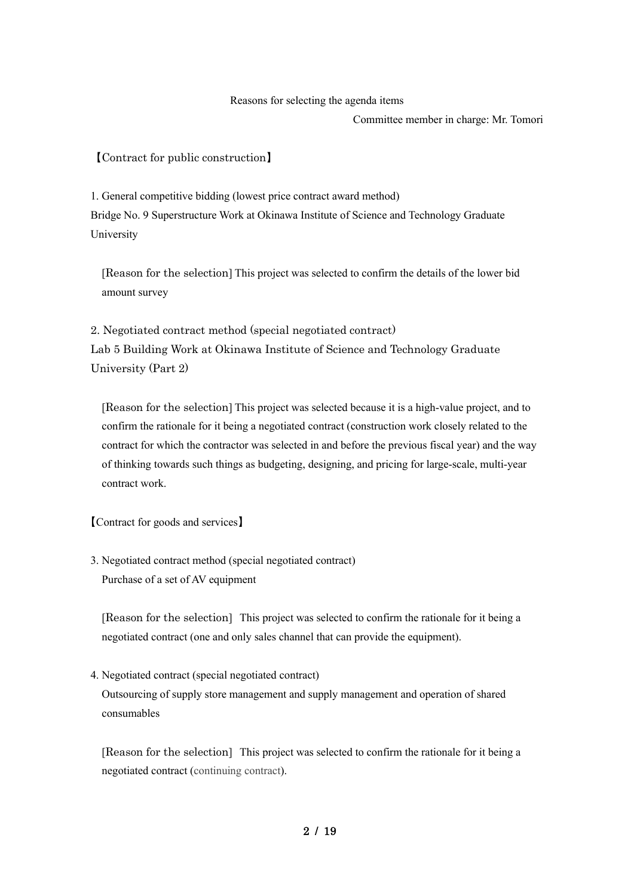Reasons for selecting the agenda items

Committee member in charge: Mr. Tomori

【Contract for public construction】

1. General competitive bidding (lowest price contract award method)
Bridge No. 9 Superstructure Work at Okinawa Institute of Science and Technology Graduate University

[Reason for the selection] This project was selected to confirm the details of the lower bid amount survey

2. Negotiated contract method (special negotiated contract)
Lab 5 Building Work at Okinawa Institute of Science and Technology Graduate University (Part 2)

[Reason for the selection] This project was selected because it is a high-value project, and to confirm the rationale for it being a negotiated contract (construction work closely related to the contract for which the contractor was selected in and before the previous fiscal year) and the way of thinking towards such things as budgeting, designing, and pricing for large-scale, multi-year contract work.

【Contract for goods and services】

3. Negotiated contract method (special negotiated contract)
Purchase of a set of AV equipment

[Reason for the selection] This project was selected to confirm the rationale for it being a negotiated contract (one and only sales channel that can provide the equipment).

4. Negotiated contract (special negotiated contract)
Outsourcing of supply store management and supply management and operation of shared consumables

[Reason for the selection] This project was selected to confirm the rationale for it being a negotiated contract (continuing contract).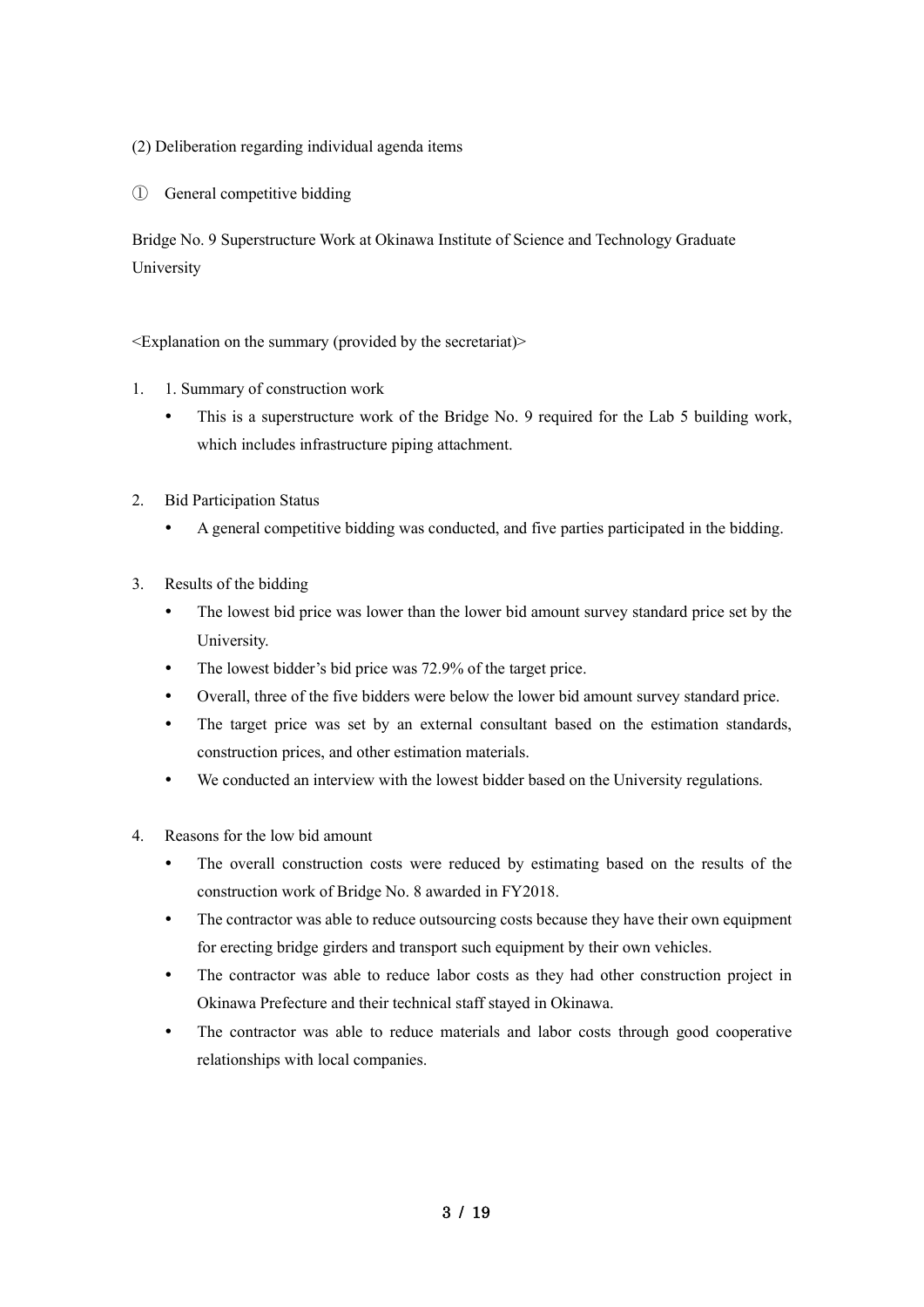(2) Deliberation regarding individual agenda items

① General competitive bidding

Bridge No. 9 Superstructure Work at Okinawa Institute of Science and Technology Graduate University

<Explanation on the summary (provided by the secretariat)>

1. 1. Summary of construction work
   - This is a superstructure work of the Bridge No. 9 required for the Lab 5 building work, which includes infrastructure piping attachment.

2. Bid Participation Status
   - A general competitive bidding was conducted, and five parties participated in the bidding.

3. Results of the bidding
   - The lowest bid price was lower than the lower bid amount survey standard price set by the University.
   - The lowest bidder's bid price was 72.9% of the target price.
   - Overall, three of the five bidders were below the lower bid amount survey standard price.
   - The target price was set by an external consultant based on the estimation standards, construction prices, and other estimation materials.
   - We conducted an interview with the lowest bidder based on the University regulations.

4. Reasons for the low bid amount
   - The overall construction costs were reduced by estimating based on the results of the construction work of Bridge No. 8 awarded in FY2018.
   - The contractor was able to reduce outsourcing costs because they have their own equipment for erecting bridge girders and transport such equipment by their own vehicles.
   - The contractor was able to reduce labor costs as they had other construction project in Okinawa Prefecture and their technical staff stayed in Okinawa.
   - The contractor was able to reduce materials and labor costs through good cooperative relationships with local companies.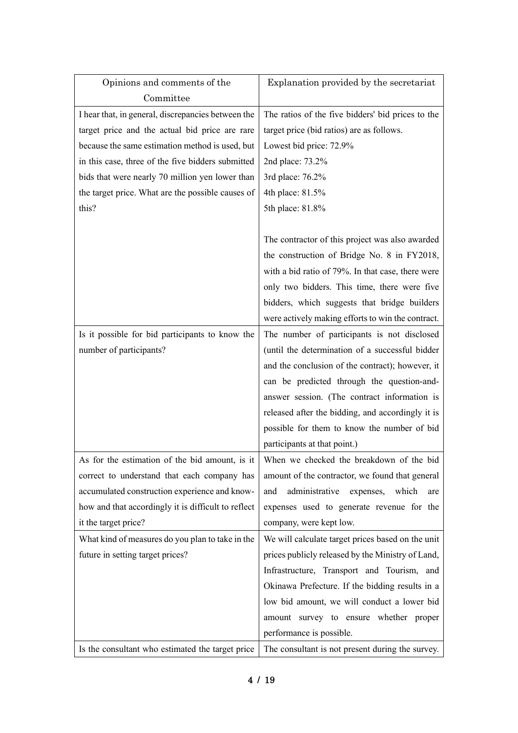| Opinions and comments of the Committee | Explanation provided by the secretariat |
|---|---|
| I hear that, in general, discrepancies between the target price and the actual bid price are rare because the same estimation method is used, but in this case, three of the five bidders submitted bids that were nearly 70 million yen lower than the target price. What are the possible causes of this? | The ratios of the five bidders' bid prices to the target price (bid ratios) are as follows.<br>Lowest bid price: 72.9%<br>2nd place: 73.2%<br>3rd place: 76.2%<br>4th place: 81.5%<br>5th place: 81.8%<br><br>The contractor of this project was also awarded the construction of Bridge No. 8 in FY2018, with a bid ratio of 79%. In that case, there were only two bidders. This time, there were five bidders, which suggests that bridge builders were actively making efforts to win the contract. |
| Is it possible for bid participants to know the number of participants? | The number of participants is not disclosed (until the determination of a successful bidder and the conclusion of the contract); however, it can be predicted through the question-and-answer session. (The contract information is released after the bidding, and accordingly it is possible for them to know the number of bid participants at that point.) |
| As for the estimation of the bid amount, is it correct to understand that each company has accumulated construction experience and know-how and that accordingly it is difficult to reflect it the target price? | When we checked the breakdown of the bid amount of the contractor, we found that general and administrative expenses, which are expenses used to generate revenue for the company, were kept low. |
| What kind of measures do you plan to take in the future in setting target prices? | We will calculate target prices based on the unit prices publicly released by the Ministry of Land, Infrastructure, Transport and Tourism, and Okinawa Prefecture. If the bidding results in a low bid amount, we will conduct a lower bid amount survey to ensure whether proper performance is possible. |
| Is the consultant who estimated the target price | The consultant is not present during the survey. |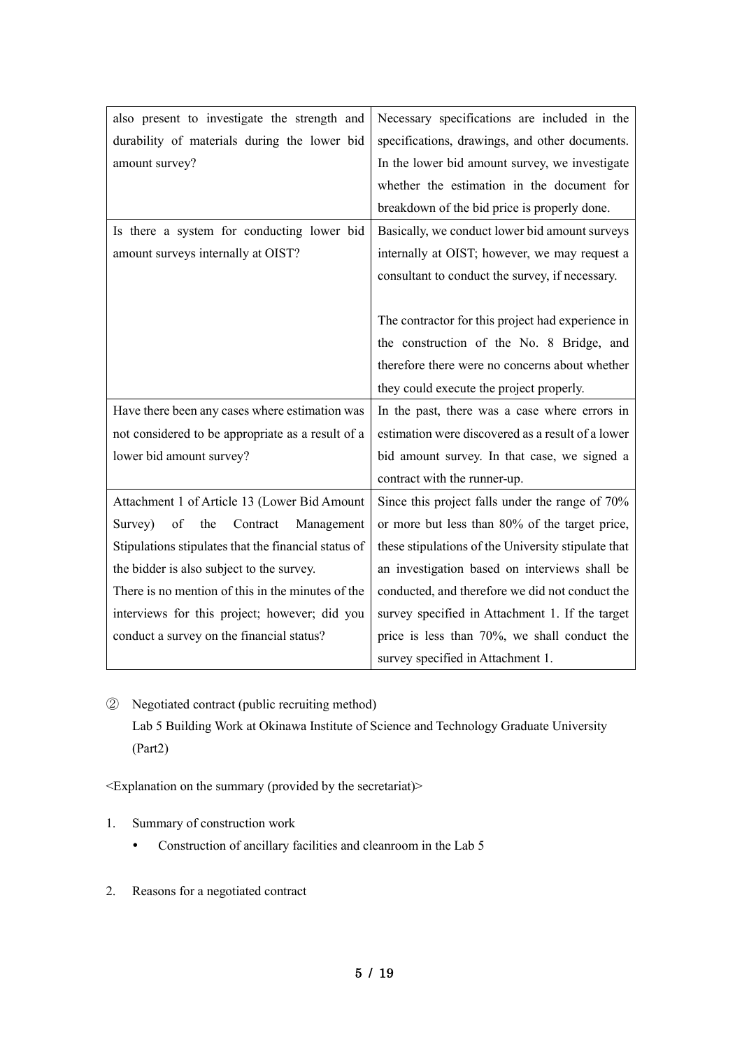| | |
|---|---|
| also present to investigate the strength and durability of materials during the lower bid amount survey? | Necessary specifications are included in the specifications, drawings, and other documents. In the lower bid amount survey, we investigate whether the estimation in the document for breakdown of the bid price is properly done. |
| Is there a system for conducting lower bid amount surveys internally at OIST? | Basically, we conduct lower bid amount surveys internally at OIST; however, we may request a consultant to conduct the survey, if necessary.<br><br>The contractor for this project had experience in the construction of the No. 8 Bridge, and therefore there were no concerns about whether they could execute the project properly. |
| Have there been any cases where estimation was not considered to be appropriate as a result of a lower bid amount survey? | In the past, there was a case where errors in estimation were discovered as a result of a lower bid amount survey. In that case, we signed a contract with the runner-up. |
| Attachment 1 of Article 13 (Lower Bid Amount Survey) of the Contract Management Stipulations stipulates that the financial status of the bidder is also subject to the survey.<br>There is no mention of this in the minutes of the interviews for this project; however; did you conduct a survey on the financial status? | Since this project falls under the range of 70% or more but less than 80% of the target price, these stipulations of the University stipulate that an investigation based on interviews shall be conducted, and therefore we did not conduct the survey specified in Attachment 1. If the target price is less than 70%, we shall conduct the survey specified in Attachment 1. |

② Negotiated contract (public recruiting method)
Lab 5 Building Work at Okinawa Institute of Science and Technology Graduate University (Part2)

<Explanation on the summary (provided by the secretariat)>

1. Summary of construction work
   - Construction of ancillary facilities and cleanroom in the Lab 5

2. Reasons for a negotiated contract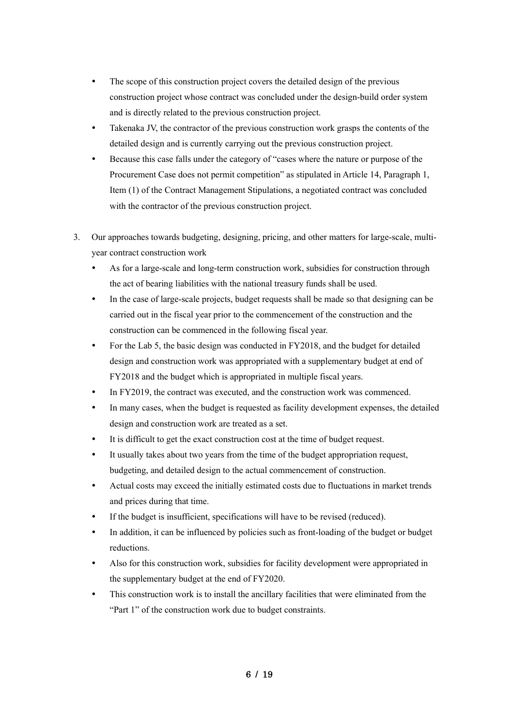- The scope of this construction project covers the detailed design of the previous construction project whose contract was concluded under the design-build order system and is directly related to the previous construction project.
- Takenaka JV, the contractor of the previous construction work grasps the contents of the detailed design and is currently carrying out the previous construction project.
- Because this case falls under the category of "cases where the nature or purpose of the Procurement Case does not permit competition" as stipulated in Article 14, Paragraph 1, Item (1) of the Contract Management Stipulations, a negotiated contract was concluded with the contractor of the previous construction project.

3. Our approaches towards budgeting, designing, pricing, and other matters for large-scale, multi-year contract construction work

   - As for a large-scale and long-term construction work, subsidies for construction through the act of bearing liabilities with the national treasury funds shall be used.
   - In the case of large-scale projects, budget requests shall be made so that designing can be carried out in the fiscal year prior to the commencement of the construction and the construction can be commenced in the following fiscal year.
   - For the Lab 5, the basic design was conducted in FY2018, and the budget for detailed design and construction work was appropriated with a supplementary budget at end of FY2018 and the budget which is appropriated in multiple fiscal years.
   - In FY2019, the contract was executed, and the construction work was commenced.
   - In many cases, when the budget is requested as facility development expenses, the detailed design and construction work are treated as a set.
   - It is difficult to get the exact construction cost at the time of budget request.
   - It usually takes about two years from the time of the budget appropriation request, budgeting, and detailed design to the actual commencement of construction.
   - Actual costs may exceed the initially estimated costs due to fluctuations in market trends and prices during that time.
   - If the budget is insufficient, specifications will have to be revised (reduced).
   - In addition, it can be influenced by policies such as front-loading of the budget or budget reductions.
   - Also for this construction work, subsidies for facility development were appropriated in the supplementary budget at the end of FY2020.
   - This construction work is to install the ancillary facilities that were eliminated from the "Part 1" of the construction work due to budget constraints.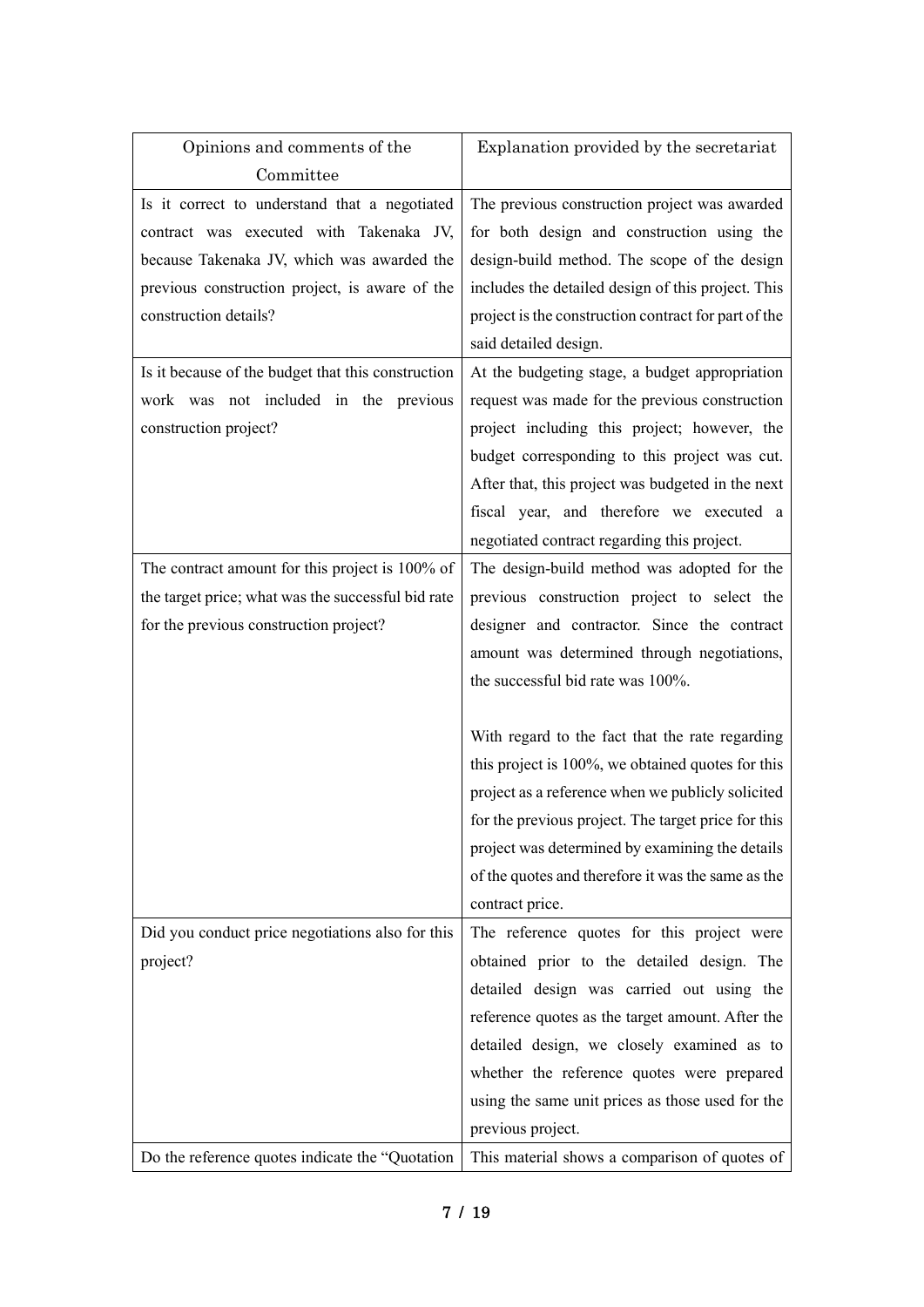| Opinions and comments of the Committee | Explanation provided by the secretariat |
|---|---|
| Is it correct to understand that a negotiated contract was executed with Takenaka JV, because Takenaka JV, which was awarded the previous construction project, is aware of the construction details? | The previous construction project was awarded for both design and construction using the design-build method. The scope of the design includes the detailed design of this project. This project is the construction contract for part of the said detailed design. |
| Is it because of the budget that this construction work was not included in the previous construction project? | At the budgeting stage, a budget appropriation request was made for the previous construction project including this project; however, the budget corresponding to this project was cut. After that, this project was budgeted in the next fiscal year, and therefore we executed a negotiated contract regarding this project. |
| The contract amount for this project is 100% of the target price; what was the successful bid rate for the previous construction project? | The design-build method was adopted for the previous construction project to select the designer and contractor. Since the contract amount was determined through negotiations, the successful bid rate was 100%.<br><br>With regard to the fact that the rate regarding this project is 100%, we obtained quotes for this project as a reference when we publicly solicited for the previous project. The target price for this project was determined by examining the details of the quotes and therefore it was the same as the contract price. |
| Did you conduct price negotiations also for this project? | The reference quotes for this project were obtained prior to the detailed design. The detailed design was carried out using the reference quotes as the target amount. After the detailed design, we closely examined as to whether the reference quotes were prepared using the same unit prices as those used for the previous project. |
| Do the reference quotes indicate the "Quotation | This material shows a comparison of quotes of |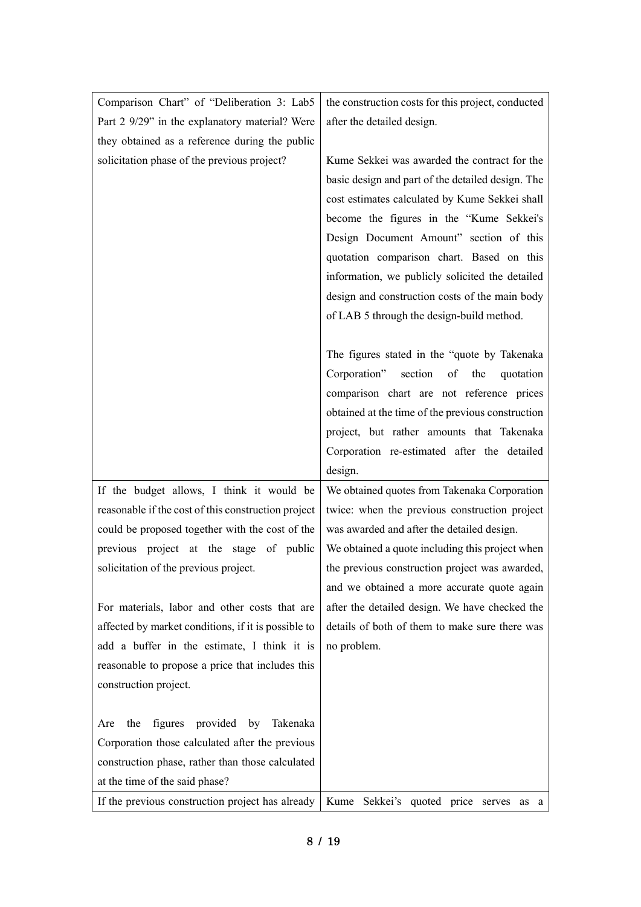| | |
|---|---|
| Comparison Chart" of "Deliberation 3: Lab5 Part 2 9/29" in the explanatory material? Were they obtained as a reference during the public solicitation phase of the previous project? | the construction costs for this project, conducted after the detailed design.<br><br>Kume Sekkei was awarded the contract for the basic design and part of the detailed design. The cost estimates calculated by Kume Sekkei shall become the figures in the "Kume Sekkei's Design Document Amount" section of this quotation comparison chart. Based on this information, we publicly solicited the detailed design and construction costs of the main body of LAB 5 through the design-build method.<br><br>The figures stated in the "quote by Takenaka Corporation" section of the quotation comparison chart are not reference prices obtained at the time of the previous construction project, but rather amounts that Takenaka Corporation re-estimated after the detailed design. |
| If the budget allows, I think it would be reasonable if the cost of this construction project could be proposed together with the cost of the previous project at the stage of public solicitation of the previous project.<br><br>For materials, labor and other costs that are affected by market conditions, if it is possible to add a buffer in the estimate, I think it is reasonable to propose a price that includes this construction project.<br><br>Are the figures provided by Takenaka Corporation those calculated after the previous construction phase, rather than those calculated at the time of the said phase? | We obtained quotes from Takenaka Corporation twice: when the previous construction project was awarded and after the detailed design.<br>We obtained a quote including this project when the previous construction project was awarded, and we obtained a more accurate quote again after the detailed design. We have checked the details of both of them to make sure there was no problem. |
| If the previous construction project has already | Kume Sekkei's quoted price serves as a |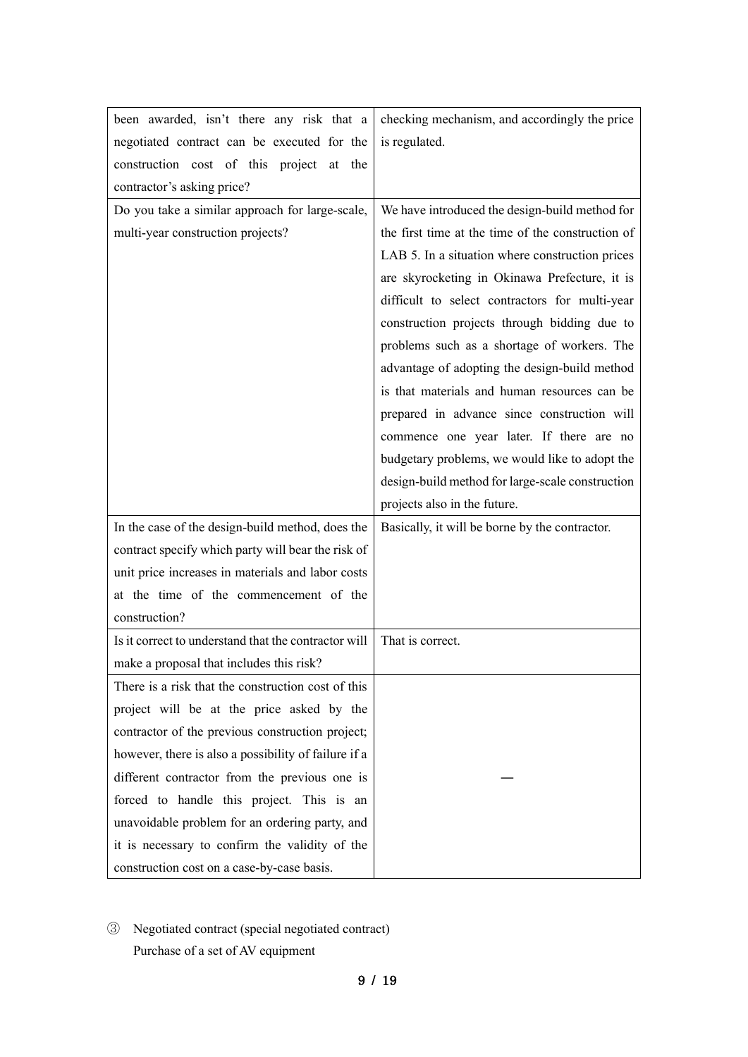| | |
|---|---|
| been awarded, isn't there any risk that a negotiated contract can be executed for the construction cost of this project at the contractor's asking price? | checking mechanism, and accordingly the price is regulated. |
| Do you take a similar approach for large-scale, multi-year construction projects? | We have introduced the design-build method for the first time at the time of the construction of LAB 5. In a situation where construction prices are skyrocketing in Okinawa Prefecture, it is difficult to select contractors for multi-year construction projects through bidding due to problems such as a shortage of workers. The advantage of adopting the design-build method is that materials and human resources can be prepared in advance since construction will commence one year later. If there are no budgetary problems, we would like to adopt the design-build method for large-scale construction projects also in the future. |
| In the case of the design-build method, does the contract specify which party will bear the risk of unit price increases in materials and labor costs at the time of the commencement of the construction? | Basically, it will be borne by the contractor. |
| Is it correct to understand that the contractor will make a proposal that includes this risk? | That is correct. |
| There is a risk that the construction cost of this project will be at the price asked by the contractor of the previous construction project; however, there is also a possibility of failure if a different contractor from the previous one is forced to handle this project. This is an unavoidable problem for an ordering party, and it is necessary to confirm the validity of the construction cost on a case-by-case basis. | — |

③ Negotiated contract (special negotiated contract)
Purchase of a set of AV equipment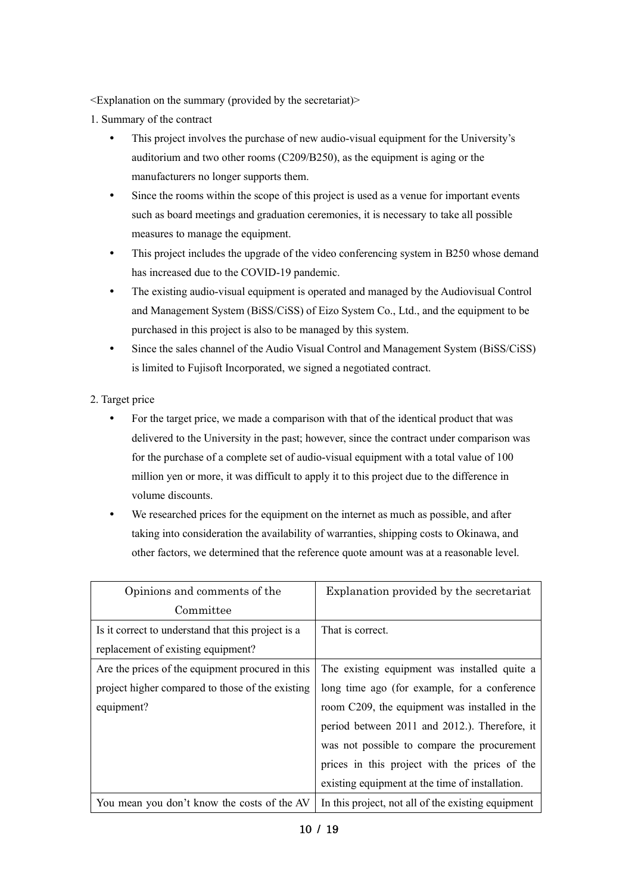<Explanation on the summary (provided by the secretariat)>

1. Summary of the contract

- This project involves the purchase of new audio-visual equipment for the University's auditorium and two other rooms (C209/B250), as the equipment is aging or the manufacturers no longer supports them.
- Since the rooms within the scope of this project is used as a venue for important events such as board meetings and graduation ceremonies, it is necessary to take all possible measures to manage the equipment.
- This project includes the upgrade of the video conferencing system in B250 whose demand has increased due to the COVID-19 pandemic.
- The existing audio-visual equipment is operated and managed by the Audiovisual Control and Management System (BiSS/CiSS) of Eizo System Co., Ltd., and the equipment to be purchased in this project is also to be managed by this system.
- Since the sales channel of the Audio Visual Control and Management System (BiSS/CiSS) is limited to Fujisoft Incorporated, we signed a negotiated contract.

2. Target price

- For the target price, we made a comparison with that of the identical product that was delivered to the University in the past; however, since the contract under comparison was for the purchase of a complete set of audio-visual equipment with a total value of 100 million yen or more, it was difficult to apply it to this project due to the difference in volume discounts.
- We researched prices for the equipment on the internet as much as possible, and after taking into consideration the availability of warranties, shipping costs to Okinawa, and other factors, we determined that the reference quote amount was at a reasonable level.

| Opinions and comments of the Committee | Explanation provided by the secretariat |
|---|---|
| Is it correct to understand that this project is a replacement of existing equipment? | That is correct. |
| Are the prices of the equipment procured in this project higher compared to those of the existing equipment? | The existing equipment was installed quite a long time ago (for example, for a conference room C209, the equipment was installed in the period between 2011 and 2012.). Therefore, it was not possible to compare the procurement prices in this project with the prices of the existing equipment at the time of installation. |
| You mean you don't know the costs of the AV | In this project, not all of the existing equipment |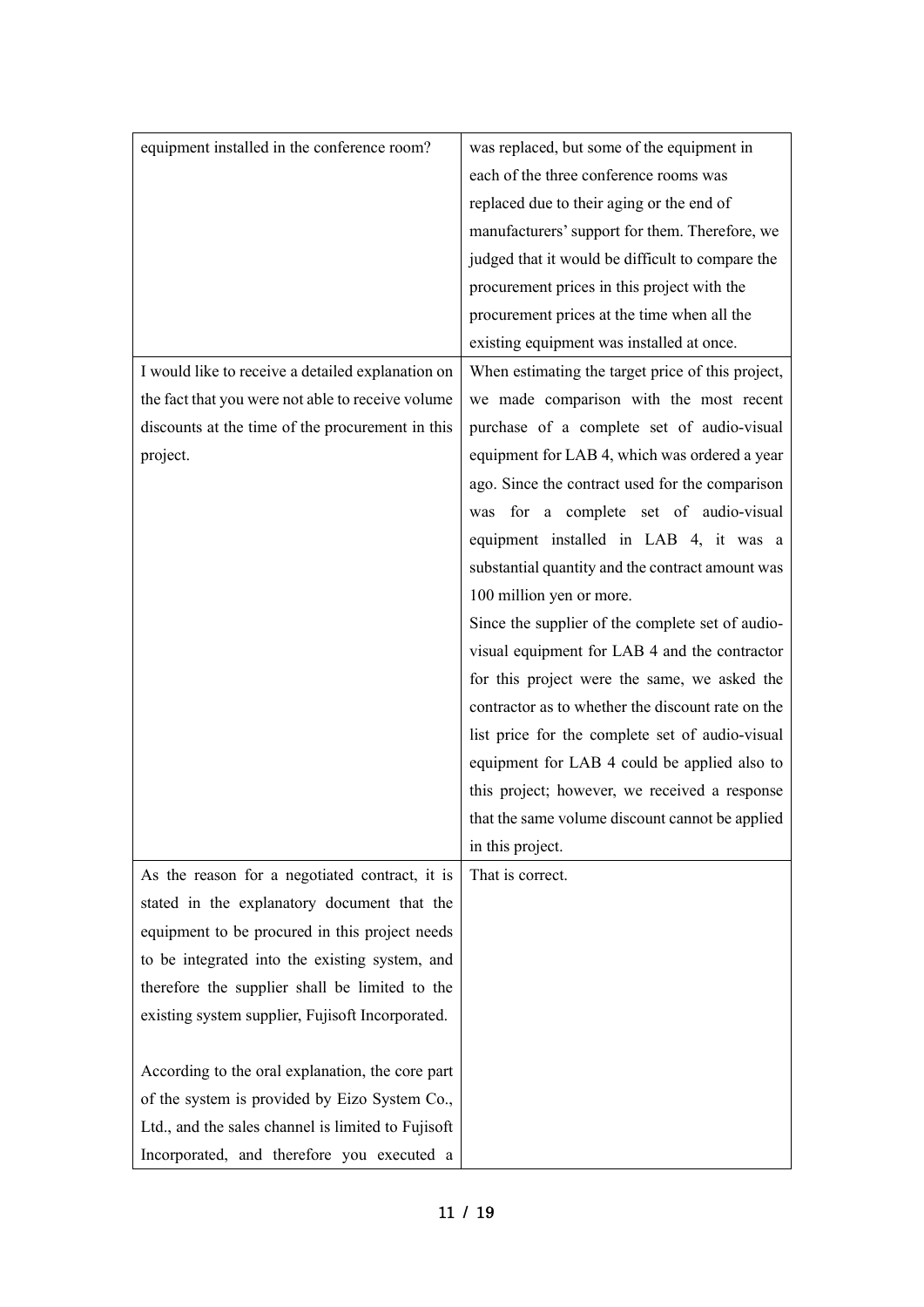| | |
|---|---|
| equipment installed in the conference room? | was replaced, but some of the equipment in each of the three conference rooms was replaced due to their aging or the end of manufacturers' support for them. Therefore, we judged that it would be difficult to compare the procurement prices in this project with the procurement prices at the time when all the existing equipment was installed at once. |
| I would like to receive a detailed explanation on the fact that you were not able to receive volume discounts at the time of the procurement in this project. | When estimating the target price of this project, we made comparison with the most recent purchase of a complete set of audio-visual equipment for LAB 4, which was ordered a year ago. Since the contract used for the comparison was for a complete set of audio-visual equipment installed in LAB 4, it was a substantial quantity and the contract amount was 100 million yen or more.<br>Since the supplier of the complete set of audio-visual equipment for LAB 4 and the contractor for this project were the same, we asked the contractor as to whether the discount rate on the list price for the complete set of audio-visual equipment for LAB 4 could be applied also to this project; however, we received a response that the same volume discount cannot be applied in this project. |
| As the reason for a negotiated contract, it is stated in the explanatory document that the equipment to be procured in this project needs to be integrated into the existing system, and therefore the supplier shall be limited to the existing system supplier, Fujisoft Incorporated.<br><br>According to the oral explanation, the core part of the system is provided by Eizo System Co., Ltd., and the sales channel is limited to Fujisoft Incorporated, and therefore you executed a | That is correct. |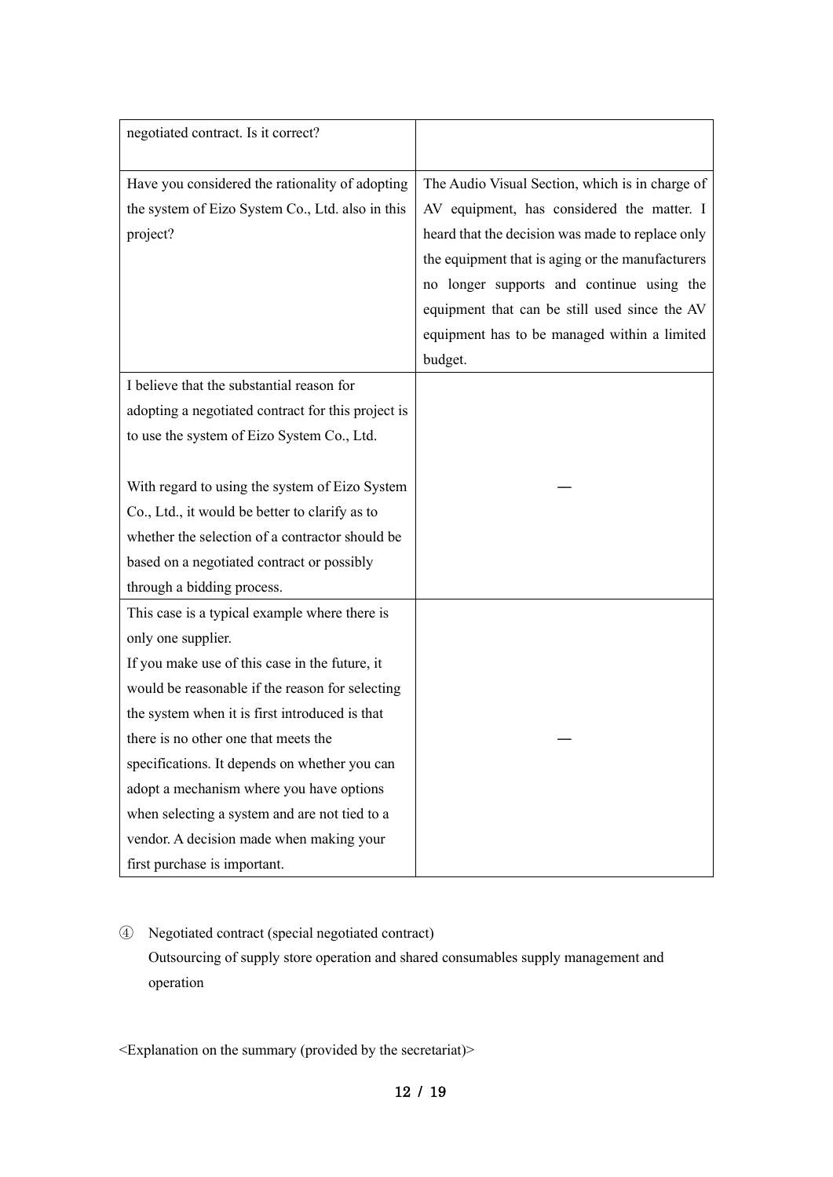| | |
|---|---|
| negotiated contract. Is it correct? | |
| Have you considered the rationality of adopting the system of Eizo System Co., Ltd. also in this project? | The Audio Visual Section, which is in charge of AV equipment, has considered the matter. I heard that the decision was made to replace only the equipment that is aging or the manufacturers no longer supports and continue using the equipment that can be still used since the AV equipment has to be managed within a limited budget. |
| I believe that the substantial reason for adopting a negotiated contract for this project is to use the system of Eizo System Co., Ltd.<br><br>With regard to using the system of Eizo System Co., Ltd., it would be better to clarify as to whether the selection of a contractor should be based on a negotiated contract or possibly through a bidding process. | — |
| This case is a typical example where there is only one supplier.<br>If you make use of this case in the future, it would be reasonable if the reason for selecting the system when it is first introduced is that there is no other one that meets the specifications. It depends on whether you can adopt a mechanism where you have options when selecting a system and are not tied to a vendor. A decision made when making your first purchase is important. | — |

④ Negotiated contract (special negotiated contract)
Outsourcing of supply store operation and shared consumables supply management and operation

<Explanation on the summary (provided by the secretariat)>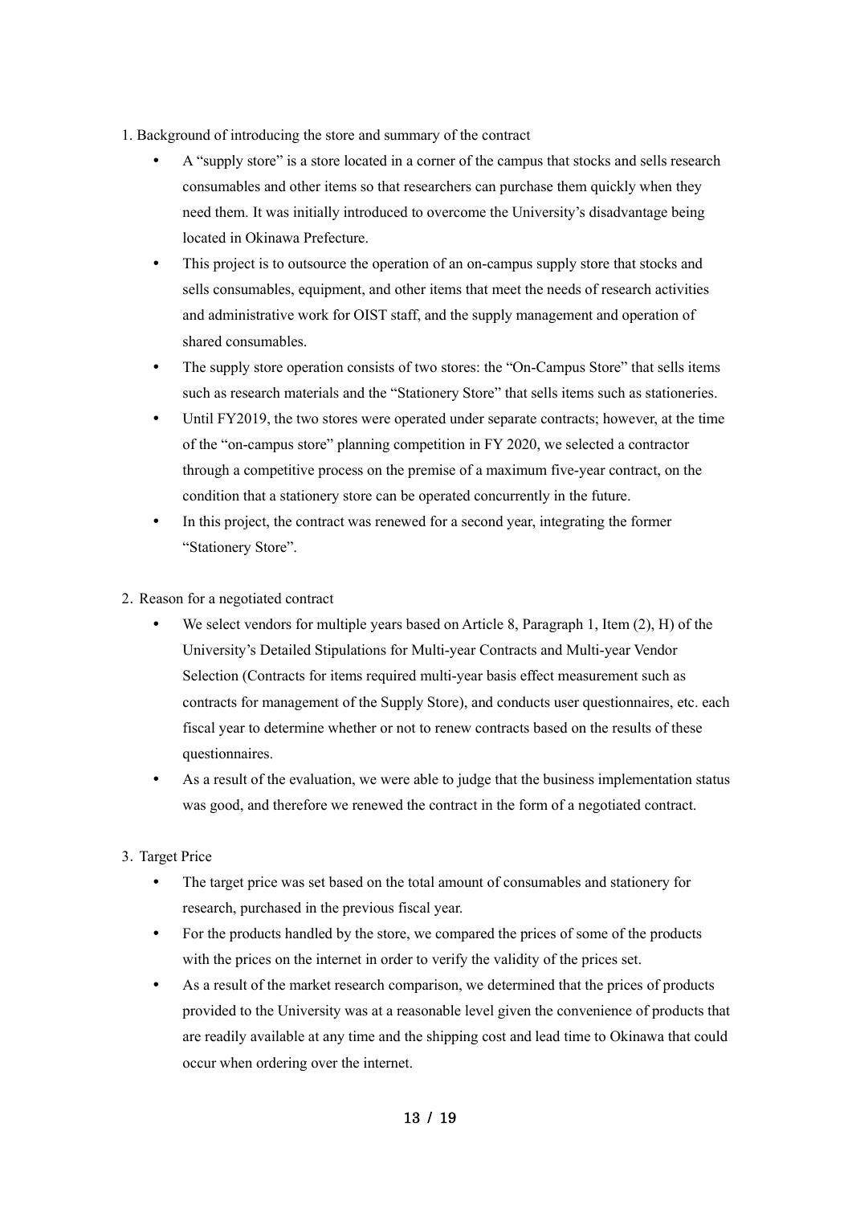1. Background of introducing the store and summary of the contract

- A "supply store" is a store located in a corner of the campus that stocks and sells research consumables and other items so that researchers can purchase them quickly when they need them. It was initially introduced to overcome the University's disadvantage being located in Okinawa Prefecture.
- This project is to outsource the operation of an on-campus supply store that stocks and sells consumables, equipment, and other items that meet the needs of research activities and administrative work for OIST staff, and the supply management and operation of shared consumables.
- The supply store operation consists of two stores: the "On-Campus Store" that sells items such as research materials and the "Stationery Store" that sells items such as stationeries.
- Until FY2019, the two stores were operated under separate contracts; however, at the time of the "on-campus store" planning competition in FY 2020, we selected a contractor through a competitive process on the premise of a maximum five-year contract, on the condition that a stationery store can be operated concurrently in the future.
- In this project, the contract was renewed for a second year, integrating the former "Stationery Store".

2. Reason for a negotiated contract

- We select vendors for multiple years based on Article 8, Paragraph 1, Item (2), H) of the University's Detailed Stipulations for Multi-year Contracts and Multi-year Vendor Selection (Contracts for items required multi-year basis effect measurement such as contracts for management of the Supply Store), and conducts user questionnaires, etc. each fiscal year to determine whether or not to renew contracts based on the results of these questionnaires.
- As a result of the evaluation, we were able to judge that the business implementation status was good, and therefore we renewed the contract in the form of a negotiated contract.

3. Target Price

- The target price was set based on the total amount of consumables and stationery for research, purchased in the previous fiscal year.
- For the products handled by the store, we compared the prices of some of the products with the prices on the internet in order to verify the validity of the prices set.
- As a result of the market research comparison, we determined that the prices of products provided to the University was at a reasonable level given the convenience of products that are readily available at any time and the shipping cost and lead time to Okinawa that could occur when ordering over the internet.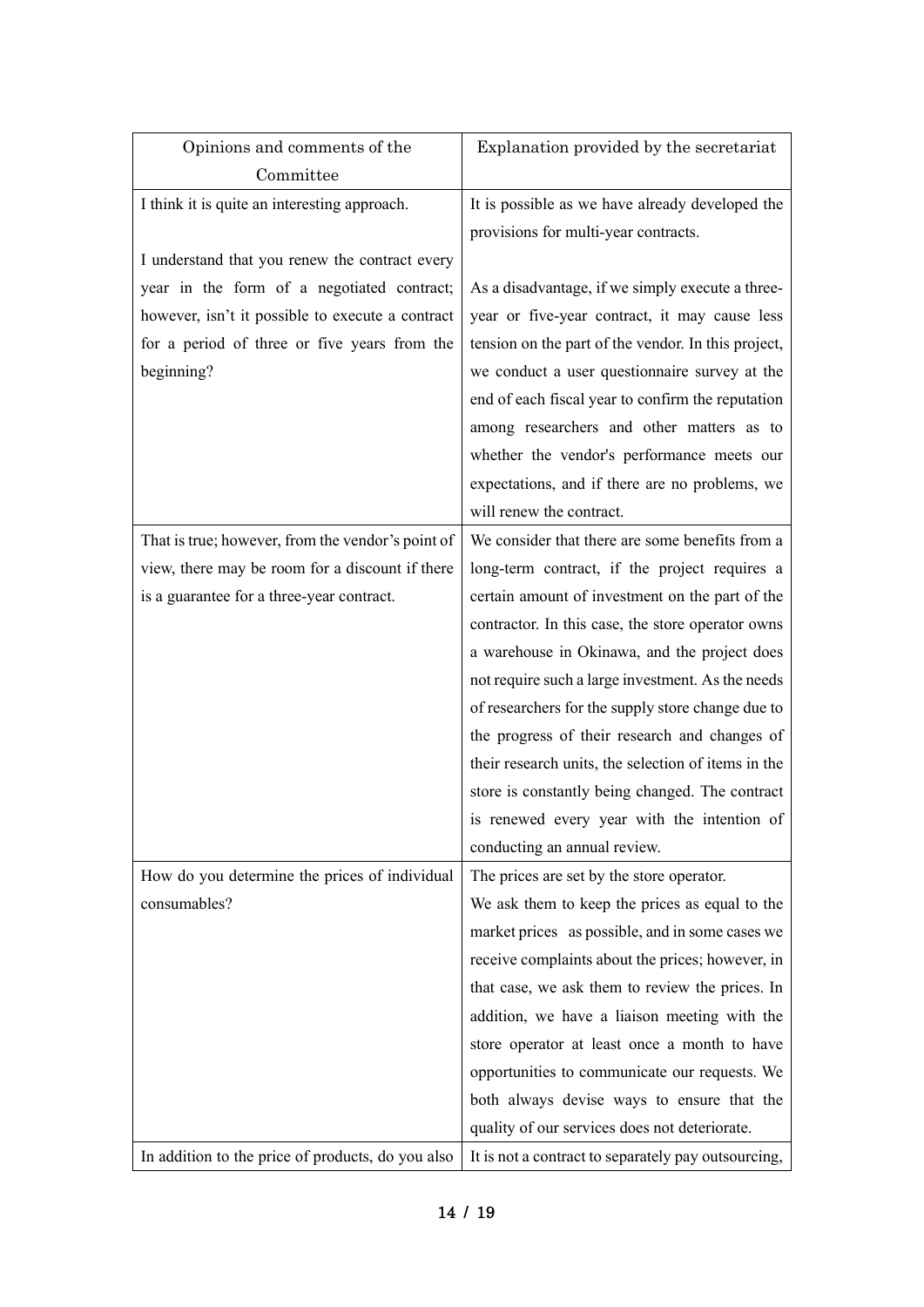| Opinions and comments of the Committee | Explanation provided by the secretariat |
| --- | --- |
| I think it is quite an interesting approach.<br><br>I understand that you renew the contract every year in the form of a negotiated contract; however, isn't it possible to execute a contract for a period of three or five years from the beginning? | It is possible as we have already developed the provisions for multi-year contracts.<br><br>As a disadvantage, if we simply execute a three-year or five-year contract, it may cause less tension on the part of the vendor. In this project, we conduct a user questionnaire survey at the end of each fiscal year to confirm the reputation among researchers and other matters as to whether the vendor's performance meets our expectations, and if there are no problems, we will renew the contract. |
| That is true; however, from the vendor's point of view, there may be room for a discount if there is a guarantee for a three-year contract. | We consider that there are some benefits from a long-term contract, if the project requires a certain amount of investment on the part of the contractor. In this case, the store operator owns a warehouse in Okinawa, and the project does not require such a large investment. As the needs of researchers for the supply store change due to the progress of their research and changes of their research units, the selection of items in the store is constantly being changed. The contract is renewed every year with the intention of conducting an annual review. |
| How do you determine the prices of individual consumables? | The prices are set by the store operator.<br>We ask them to keep the prices as equal to the market prices as possible, and in some cases we receive complaints about the prices; however, in that case, we ask them to review the prices. In addition, we have a liaison meeting with the store operator at least once a month to have opportunities to communicate our requests. We both always devise ways to ensure that the quality of our services does not deteriorate. |
| In addition to the price of products, do you also | It is not a contract to separately pay outsourcing, |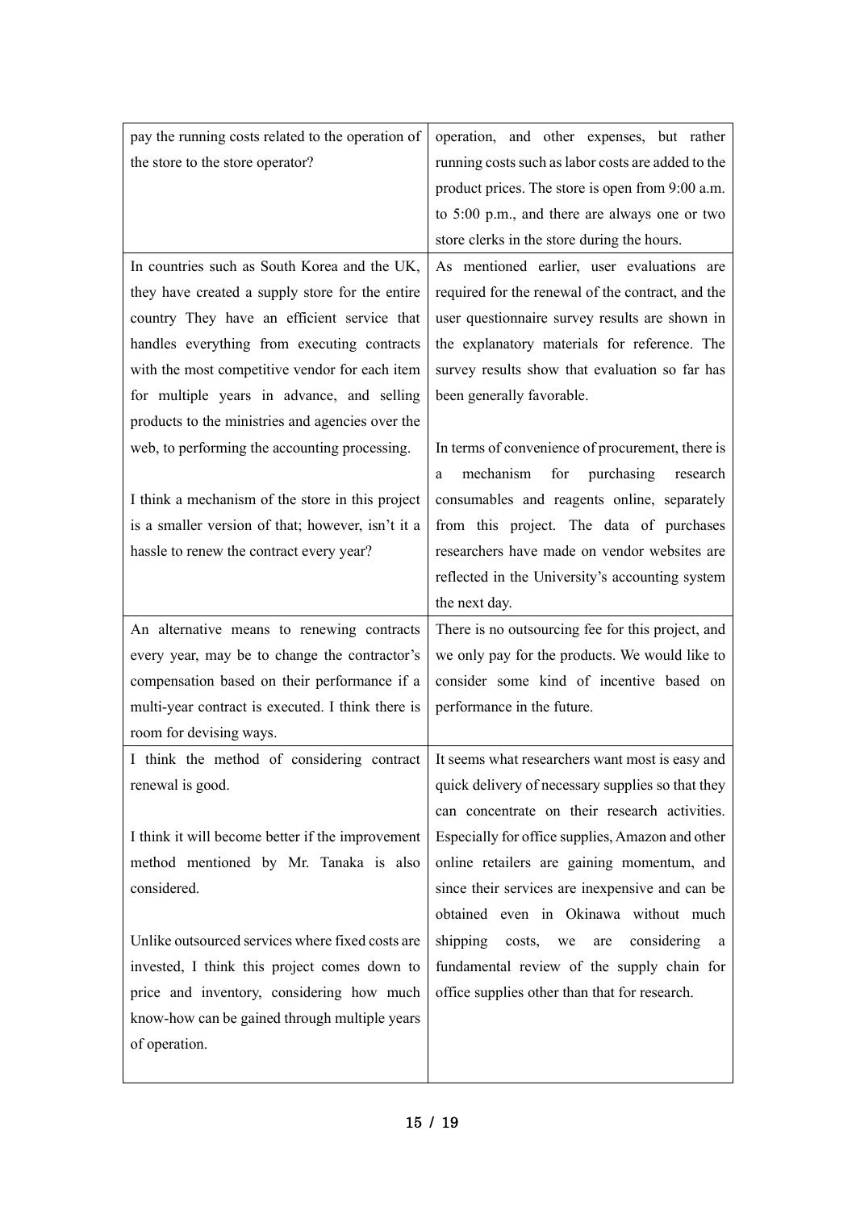| | |
|---|---|
| pay the running costs related to the operation of the store to the store operator? | operation, and other expenses, but rather running costs such as labor costs are added to the product prices. The store is open from 9:00 a.m. to 5:00 p.m., and there are always one or two store clerks in the store during the hours. |
| In countries such as South Korea and the UK, they have created a supply store for the entire country They have an efficient service that handles everything from executing contracts with the most competitive vendor for each item for multiple years in advance, and selling products to the ministries and agencies over the web, to performing the accounting processing.<br><br>I think a mechanism of the store in this project is a smaller version of that; however, isn't it a hassle to renew the contract every year? | As mentioned earlier, user evaluations are required for the renewal of the contract, and the user questionnaire survey results are shown in the explanatory materials for reference. The survey results show that evaluation so far has been generally favorable.<br><br>In terms of convenience of procurement, there is a mechanism for purchasing research consumables and reagents online, separately from this project. The data of purchases researchers have made on vendor websites are reflected in the University's accounting system the next day. |
| An alternative means to renewing contracts every year, may be to change the contractor's compensation based on their performance if a multi-year contract is executed. I think there is room for devising ways. | There is no outsourcing fee for this project, and we only pay for the products. We would like to consider some kind of incentive based on performance in the future. |
| I think the method of considering contract renewal is good.<br><br>I think it will become better if the improvement method mentioned by Mr. Tanaka is also considered.<br><br>Unlike outsourced services where fixed costs are invested, I think this project comes down to price and inventory, considering how much know-how can be gained through multiple years of operation. | It seems what researchers want most is easy and quick delivery of necessary supplies so that they can concentrate on their research activities. Especially for office supplies, Amazon and other online retailers are gaining momentum, and since their services are inexpensive and can be obtained even in Okinawa without much shipping costs, we are considering a fundamental review of the supply chain for office supplies other than that for research. |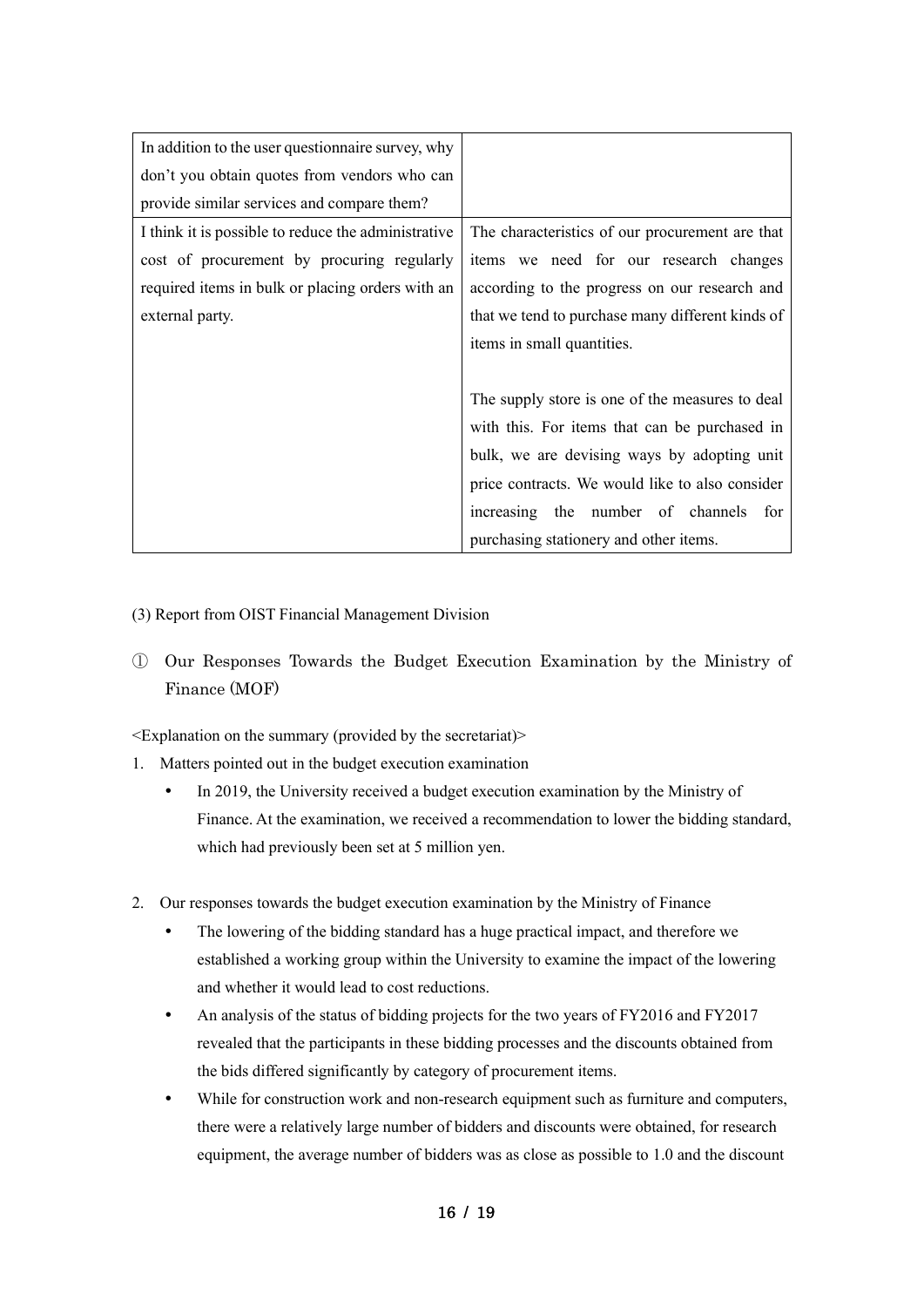| | |
|---|---|
| In addition to the user questionnaire survey, why don't you obtain quotes from vendors who can provide similar services and compare them? | |
| I think it is possible to reduce the administrative cost of procurement by procuring regularly required items in bulk or placing orders with an external party. | The characteristics of our procurement are that items we need for our research changes according to the progress on our research and that we tend to purchase many different kinds of items in small quantities.<br><br>The supply store is one of the measures to deal with this. For items that can be purchased in bulk, we are devising ways by adopting unit price contracts. We would like to also consider increasing the number of channels for purchasing stationery and other items. |

(3) Report from OIST Financial Management Division

① Our Responses Towards the Budget Execution Examination by the Ministry of Finance (MOF)

<Explanation on the summary (provided by the secretariat)>

1. Matters pointed out in the budget execution examination
   - In 2019, the University received a budget execution examination by the Ministry of Finance. At the examination, we received a recommendation to lower the bidding standard, which had previously been set at 5 million yen.

2. Our responses towards the budget execution examination by the Ministry of Finance
   - The lowering of the bidding standard has a huge practical impact, and therefore we established a working group within the University to examine the impact of the lowering and whether it would lead to cost reductions.
   - An analysis of the status of bidding projects for the two years of FY2016 and FY2017 revealed that the participants in these bidding processes and the discounts obtained from the bids differed significantly by category of procurement items.
   - While for construction work and non-research equipment such as furniture and computers, there were a relatively large number of bidders and discounts were obtained, for research equipment, the average number of bidders was as close as possible to 1.0 and the discount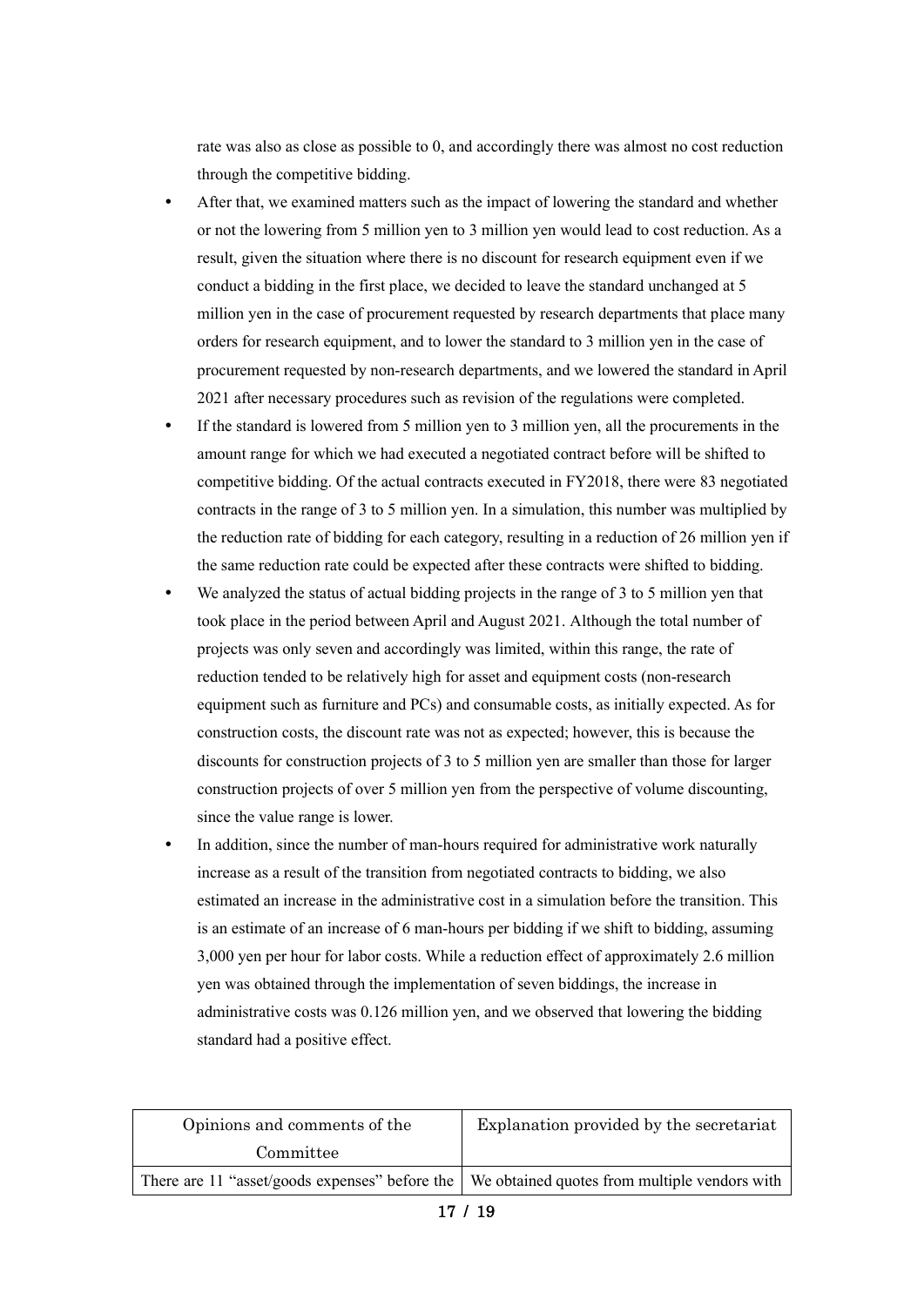rate was also as close as possible to 0, and accordingly there was almost no cost reduction through the competitive bidding.

- After that, we examined matters such as the impact of lowering the standard and whether or not the lowering from 5 million yen to 3 million yen would lead to cost reduction. As a result, given the situation where there is no discount for research equipment even if we conduct a bidding in the first place, we decided to leave the standard unchanged at 5 million yen in the case of procurement requested by research departments that place many orders for research equipment, and to lower the standard to 3 million yen in the case of procurement requested by non-research departments, and we lowered the standard in April 2021 after necessary procedures such as revision of the regulations were completed.
- If the standard is lowered from 5 million yen to 3 million yen, all the procurements in the amount range for which we had executed a negotiated contract before will be shifted to competitive bidding. Of the actual contracts executed in FY2018, there were 83 negotiated contracts in the range of 3 to 5 million yen. In a simulation, this number was multiplied by the reduction rate of bidding for each category, resulting in a reduction of 26 million yen if the same reduction rate could be expected after these contracts were shifted to bidding.
- We analyzed the status of actual bidding projects in the range of 3 to 5 million yen that took place in the period between April and August 2021. Although the total number of projects was only seven and accordingly was limited, within this range, the rate of reduction tended to be relatively high for asset and equipment costs (non-research equipment such as furniture and PCs) and consumable costs, as initially expected. As for construction costs, the discount rate was not as expected; however, this is because the discounts for construction projects of 3 to 5 million yen are smaller than those for larger construction projects of over 5 million yen from the perspective of volume discounting, since the value range is lower.
- In addition, since the number of man-hours required for administrative work naturally increase as a result of the transition from negotiated contracts to bidding, we also estimated an increase in the administrative cost in a simulation before the transition. This is an estimate of an increase of 6 man-hours per bidding if we shift to bidding, assuming 3,000 yen per hour for labor costs. While a reduction effect of approximately 2.6 million yen was obtained through the implementation of seven biddings, the increase in administrative costs was 0.126 million yen, and we observed that lowering the bidding standard had a positive effect.

| Opinions and comments of the Committee | Explanation provided by the secretariat |
|---|---|
| There are 11 "asset/goods expenses" before the | We obtained quotes from multiple vendors with |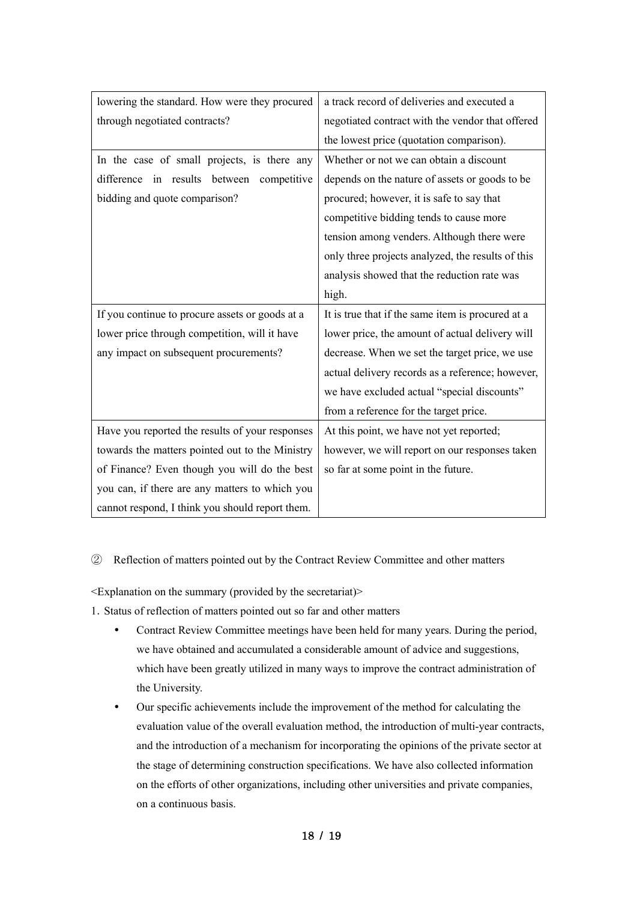| | |
|---|---|
| lowering the standard. How were they procured through negotiated contracts? | a track record of deliveries and executed a negotiated contract with the vendor that offered the lowest price (quotation comparison). |
| In the case of small projects, is there any difference in results between competitive bidding and quote comparison? | Whether or not we can obtain a discount depends on the nature of assets or goods to be procured; however, it is safe to say that competitive bidding tends to cause more tension among venders. Although there were only three projects analyzed, the results of this analysis showed that the reduction rate was high. |
| If you continue to procure assets or goods at a lower price through competition, will it have any impact on subsequent procurements? | It is true that if the same item is procured at a lower price, the amount of actual delivery will decrease. When we set the target price, we use actual delivery records as a reference; however, we have excluded actual "special discounts" from a reference for the target price. |
| Have you reported the results of your responses towards the matters pointed out to the Ministry of Finance? Even though you will do the best you can, if there are any matters to which you cannot respond, I think you should report them. | At this point, we have not yet reported; however, we will report on our responses taken so far at some point in the future. |

② Reflection of matters pointed out by the Contract Review Committee and other matters

<Explanation on the summary (provided by the secretariat)>

1. Status of reflection of matters pointed out so far and other matters

- Contract Review Committee meetings have been held for many years. During the period, we have obtained and accumulated a considerable amount of advice and suggestions, which have been greatly utilized in many ways to improve the contract administration of the University.
- Our specific achievements include the improvement of the method for calculating the evaluation value of the overall evaluation method, the introduction of multi-year contracts, and the introduction of a mechanism for incorporating the opinions of the private sector at the stage of determining construction specifications. We have also collected information on the efforts of other organizations, including other universities and private companies, on a continuous basis.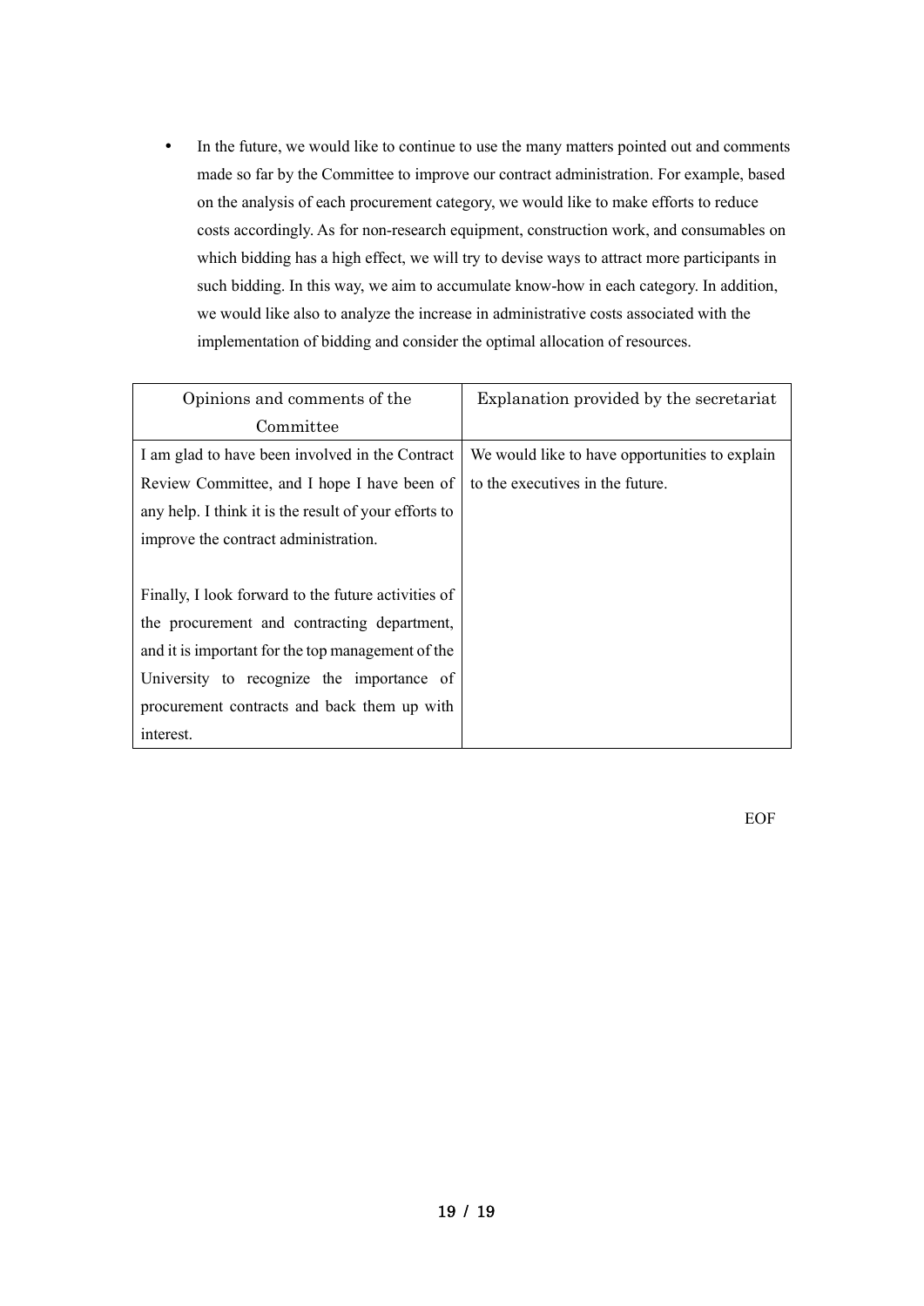- In the future, we would like to continue to use the many matters pointed out and comments made so far by the Committee to improve our contract administration. For example, based on the analysis of each procurement category, we would like to make efforts to reduce costs accordingly. As for non-research equipment, construction work, and consumables on which bidding has a high effect, we will try to devise ways to attract more participants in such bidding. In this way, we aim to accumulate know-how in each category. In addition, we would like also to analyze the increase in administrative costs associated with the implementation of bidding and consider the optimal allocation of resources.

| Opinions and comments of the Committee | Explanation provided by the secretariat |
| --- | --- |
| I am glad to have been involved in the Contract Review Committee, and I hope I have been of any help. I think it is the result of your efforts to improve the contract administration.<br><br>Finally, I look forward to the future activities of the procurement and contracting department, and it is important for the top management of the University to recognize the importance of procurement contracts and back them up with interest. | We would like to have opportunities to explain to the executives in the future. |

EOF